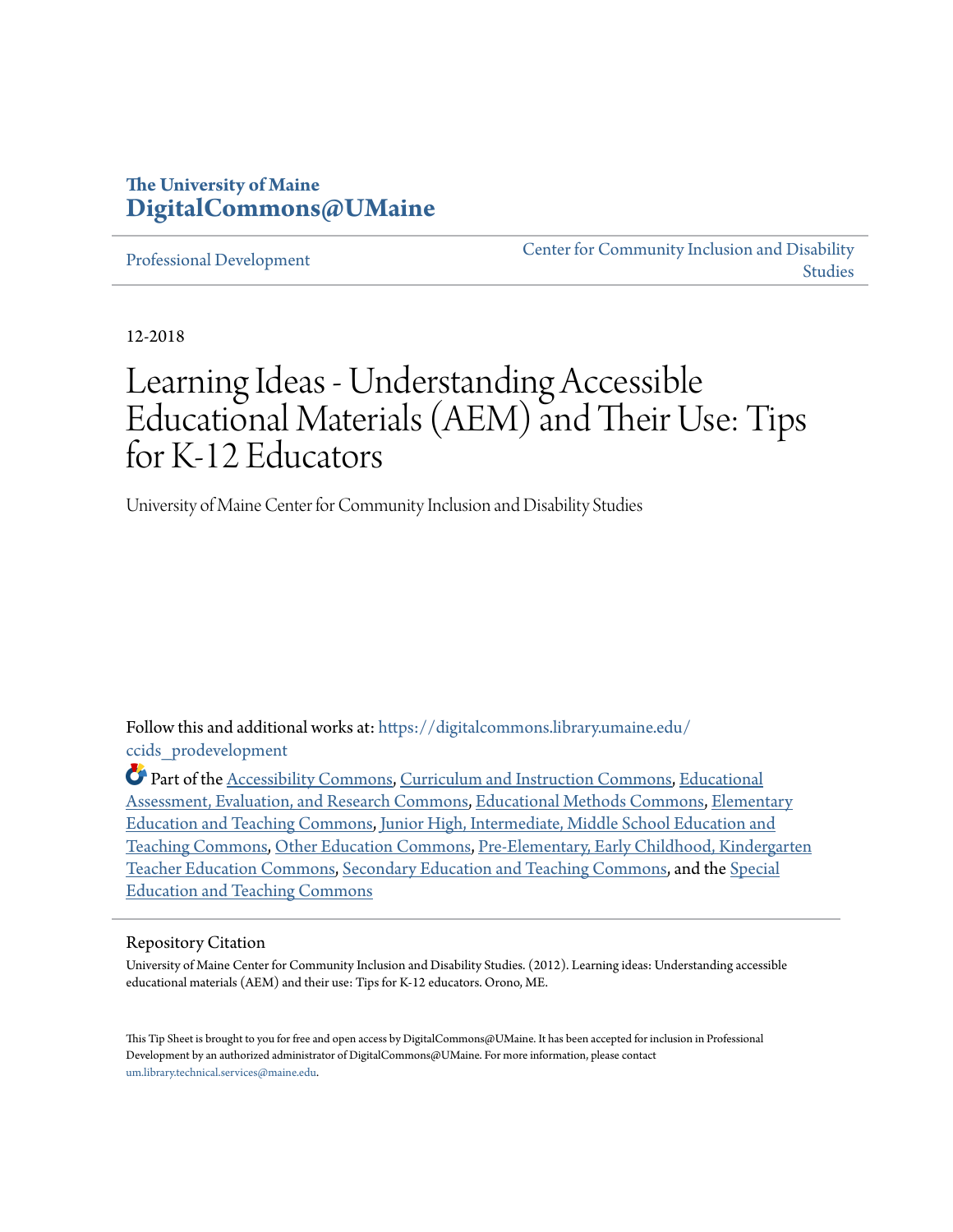The University of Maine
**DigitalCommons@UMaine**

Professional Development | Center for Community Inclusion and Disability Studies

12-2018

# Learning Ideas - Understanding Accessible Educational Materials (AEM) and Their Use: Tips for K-12 Educators

University of Maine Center for Community Inclusion and Disability Studies

Follow this and additional works at: https://digitalcommons.library.umaine.edu/ccids_prodevelopment

Part of the Accessibility Commons, Curriculum and Instruction Commons, Educational Assessment, Evaluation, and Research Commons, Educational Methods Commons, Elementary Education and Teaching Commons, Junior High, Intermediate, Middle School Education and Teaching Commons, Other Education Commons, Pre-Elementary, Early Childhood, Kindergarten Teacher Education Commons, Secondary Education and Teaching Commons, and the Special Education and Teaching Commons

## Repository Citation

University of Maine Center for Community Inclusion and Disability Studies. (2012). Learning ideas: Understanding accessible educational materials (AEM) and their use: Tips for K-12 educators. Orono, ME.

This Tip Sheet is brought to you for free and open access by DigitalCommons@UMaine. It has been accepted for inclusion in Professional Development by an authorized administrator of DigitalCommons@UMaine. For more information, please contact um.library.technical.services@maine.edu.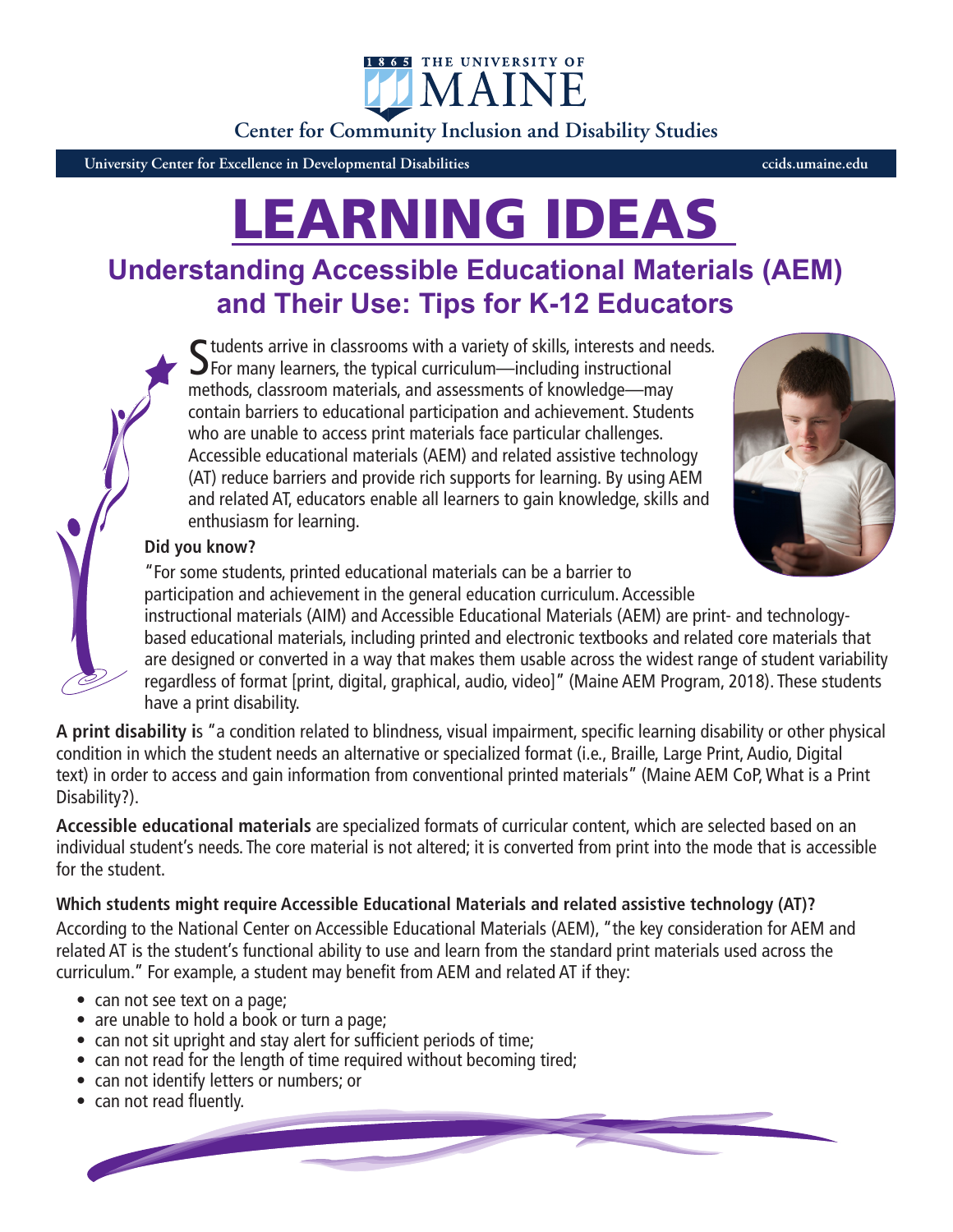THE UNIVERSITY OF MAINE

Center for Community Inclusion and Disability Studies

University Center for Excellence in Developmental Disabilities ccids.umaine.edu

# LEARNING IDEAS

## Understanding Accessible Educational Materials (AEM) and Their Use: Tips for K-12 Educators

Students arrive in classrooms with a variety of skills, interests and needs. For many learners, the typical curriculum—including instructional methods, classroom materials, and assessments of knowledge—may contain barriers to educational participation and achievement. Students who are unable to access print materials face particular challenges. Accessible educational materials (AEM) and related assistive technology (AT) reduce barriers and provide rich supports for learning. By using AEM and related AT, educators enable all learners to gain knowledge, skills and enthusiasm for learning.

**Did you know?**

"For some students, printed educational materials can be a barrier to participation and achievement in the general education curriculum. Accessible instructional materials (AIM) and Accessible Educational Materials (AEM) are print- and technology-based educational materials, including printed and electronic textbooks and related core materials that are designed or converted in a way that makes them usable across the widest range of student variability regardless of format [print, digital, graphical, audio, video]" (Maine AEM Program, 2018). These students have a print disability.

**A print disability i**s "a condition related to blindness, visual impairment, specific learning disability or other physical condition in which the student needs an alternative or specialized format (i.e., Braille, Large Print, Audio, Digital text) in order to access and gain information from conventional printed materials" (Maine AEM CoP, What is a Print Disability?).

**Accessible educational materials** are specialized formats of curricular content, which are selected based on an individual student's needs. The core material is not altered; it is converted from print into the mode that is accessible for the student.

**Which students might require Accessible Educational Materials and related assistive technology (AT)?**

According to the National Center on Accessible Educational Materials (AEM), "the key consideration for AEM and related AT is the student's functional ability to use and learn from the standard print materials used across the curriculum." For example, a student may benefit from AEM and related AT if they:

- can not see text on a page;
- are unable to hold a book or turn a page;
- can not sit upright and stay alert for sufficient periods of time;
- can not read for the length of time required without becoming tired;
- can not identify letters or numbers; or
- can not read fluently.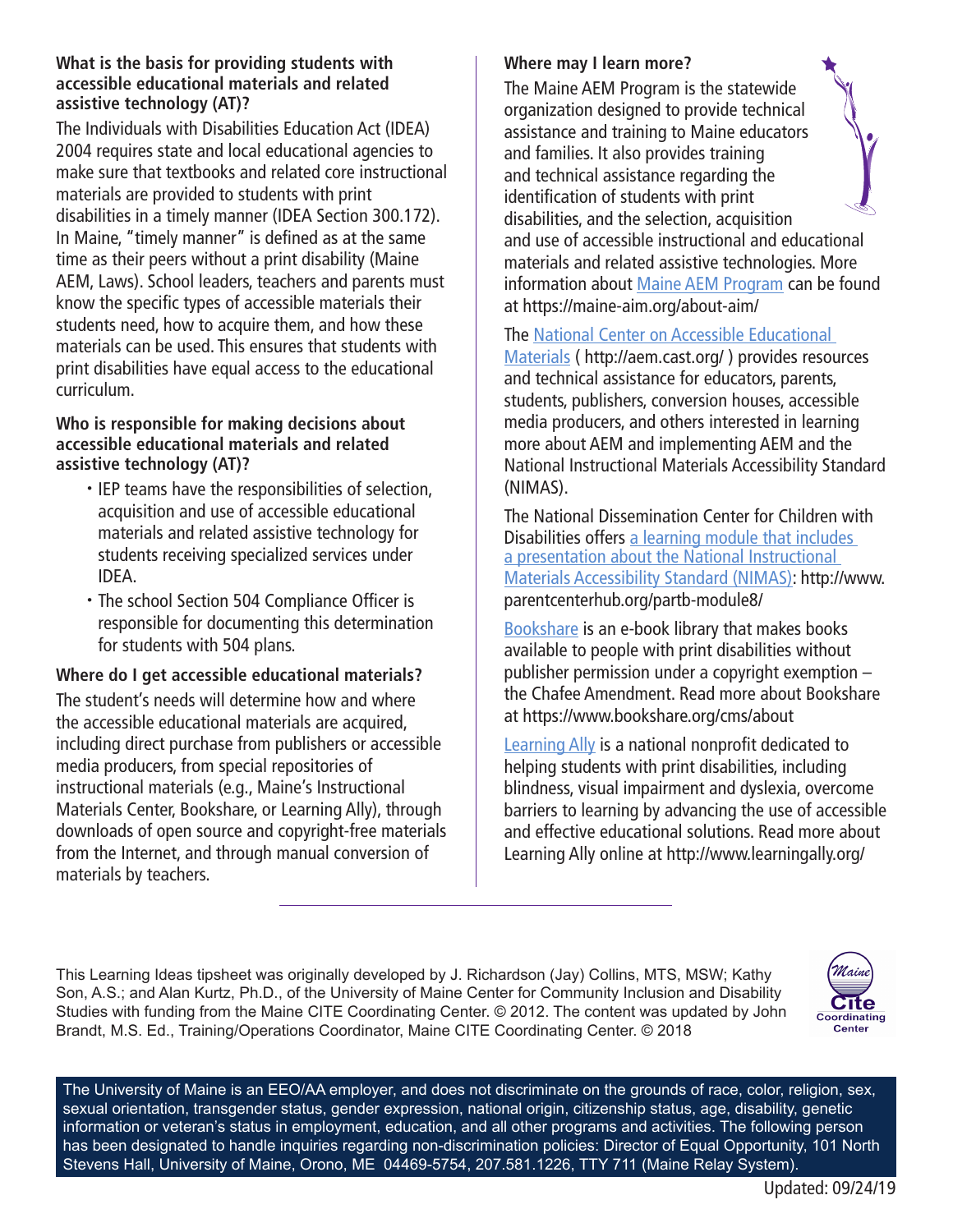### What is the basis for providing students with accessible educational materials and related assistive technology (AT)?

The Individuals with Disabilities Education Act (IDEA) 2004 requires state and local educational agencies to make sure that textbooks and related core instructional materials are provided to students with print disabilities in a timely manner (IDEA Section 300.172). In Maine, "timely manner" is defined as at the same time as their peers without a print disability (Maine AEM, Laws). School leaders, teachers and parents must know the specific types of accessible materials their students need, how to acquire them, and how these materials can be used. This ensures that students with print disabilities have equal access to the educational curriculum.

### Who is responsible for making decisions about accessible educational materials and related assistive technology (AT)?

- IEP teams have the responsibilities of selection, acquisition and use of accessible educational materials and related assistive technology for students receiving specialized services under IDEA.
- The school Section 504 Compliance Officer is responsible for documenting this determination for students with 504 plans.

### Where do I get accessible educational materials?

The student's needs will determine how and where the accessible educational materials are acquired, including direct purchase from publishers or accessible media producers, from special repositories of instructional materials (e.g., Maine's Instructional Materials Center, Bookshare, or Learning Ally), through downloads of open source and copyright-free materials from the Internet, and through manual conversion of materials by teachers.

### Where may I learn more?

The Maine AEM Program is the statewide organization designed to provide technical assistance and training to Maine educators and families. It also provides training and technical assistance regarding the identification of students with print disabilities, and the selection, acquisition and use of accessible instructional and educational materials and related assistive technologies. More information about Maine AEM Program can be found at https://maine-aim.org/about-aim/

The National Center on Accessible Educational Materials ( http://aem.cast.org/ ) provides resources and technical assistance for educators, parents, students, publishers, conversion houses, accessible media producers, and others interested in learning more about AEM and implementing AEM and the National Instructional Materials Accessibility Standard (NIMAS).

The National Dissemination Center for Children with Disabilities offers a learning module that includes a presentation about the National Instructional Materials Accessibility Standard (NIMAS): http://www.parentcenterhub.org/partb-module8/

Bookshare is an e-book library that makes books available to people with print disabilities without publisher permission under a copyright exemption – the Chafee Amendment. Read more about Bookshare at https://www.bookshare.org/cms/about

Learning Ally is a national nonprofit dedicated to helping students with print disabilities, including blindness, visual impairment and dyslexia, overcome barriers to learning by advancing the use of accessible and effective educational solutions. Read more about Learning Ally online at http://www.learningally.org/

---

This Learning Ideas tipsheet was originally developed by J. Richardson (Jay) Collins, MTS, MSW; Kathy Son, A.S.; and Alan Kurtz, Ph.D., of the University of Maine Center for Community Inclusion and Disability Studies with funding from the Maine CITE Coordinating Center. © 2012. The content was updated by John Brandt, M.S. Ed., Training/Operations Coordinator, Maine CITE Coordinating Center. © 2018

Maine Cite Coordinating Center

The University of Maine is an EEO/AA employer, and does not discriminate on the grounds of race, color, religion, sex, sexual orientation, transgender status, gender expression, national origin, citizenship status, age, disability, genetic information or veteran's status in employment, education, and all other programs and activities. The following person has been designated to handle inquiries regarding non-discrimination policies: Director of Equal Opportunity, 101 North Stevens Hall, University of Maine, Orono, ME 04469-5754, 207.581.1226, TTY 711 (Maine Relay System).

Updated: 09/24/19